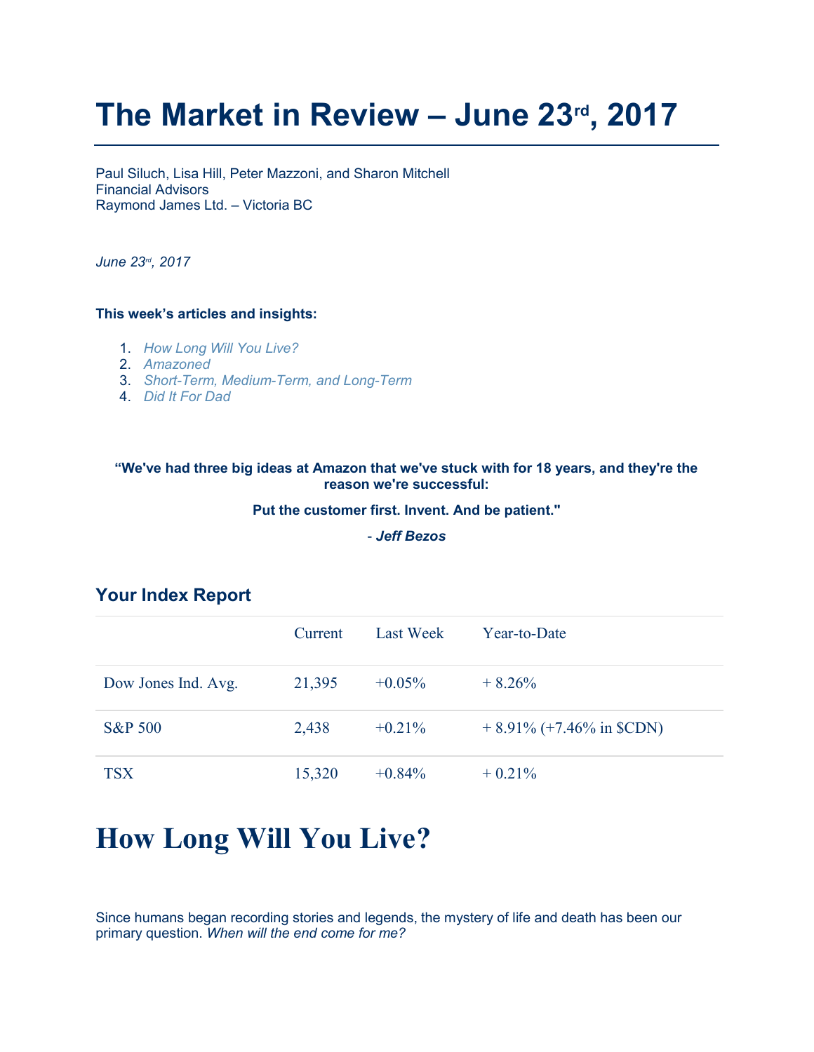# The Market in Review – June 23rd, 2017

Paul Siluch, Lisa Hill, Peter Mazzoni, and Sharon Mitchell
Financial Advisors
Raymond James Ltd. – Victoria BC

*June 23rd, 2017*

**This week's articles and insights:**

1. *How Long Will You Live?*
2. *Amazoned*
3. *Short-Term, Medium-Term, and Long-Term*
4. *Did It For Dad*

**"We've had three big ideas at Amazon that we've stuck with for 18 years, and they're the reason we're successful:**

**Put the customer first. Invent. And be patient."**

**- *Jeff Bezos***

## Your Index Report

| | Current | Last Week | Year-to-Date |
|---|---|---|---|
| Dow Jones Ind. Avg. | 21,395 | +0.05% | + 8.26% |
| S&P 500 | 2,438 | +0.21% | + 8.91% (+7.46% in $CDN) |
| TSX | 15,320 | +0.84% | + 0.21% |

# How Long Will You Live?

Since humans began recording stories and legends, the mystery of life and death has been our primary question. *When will the end come for me?*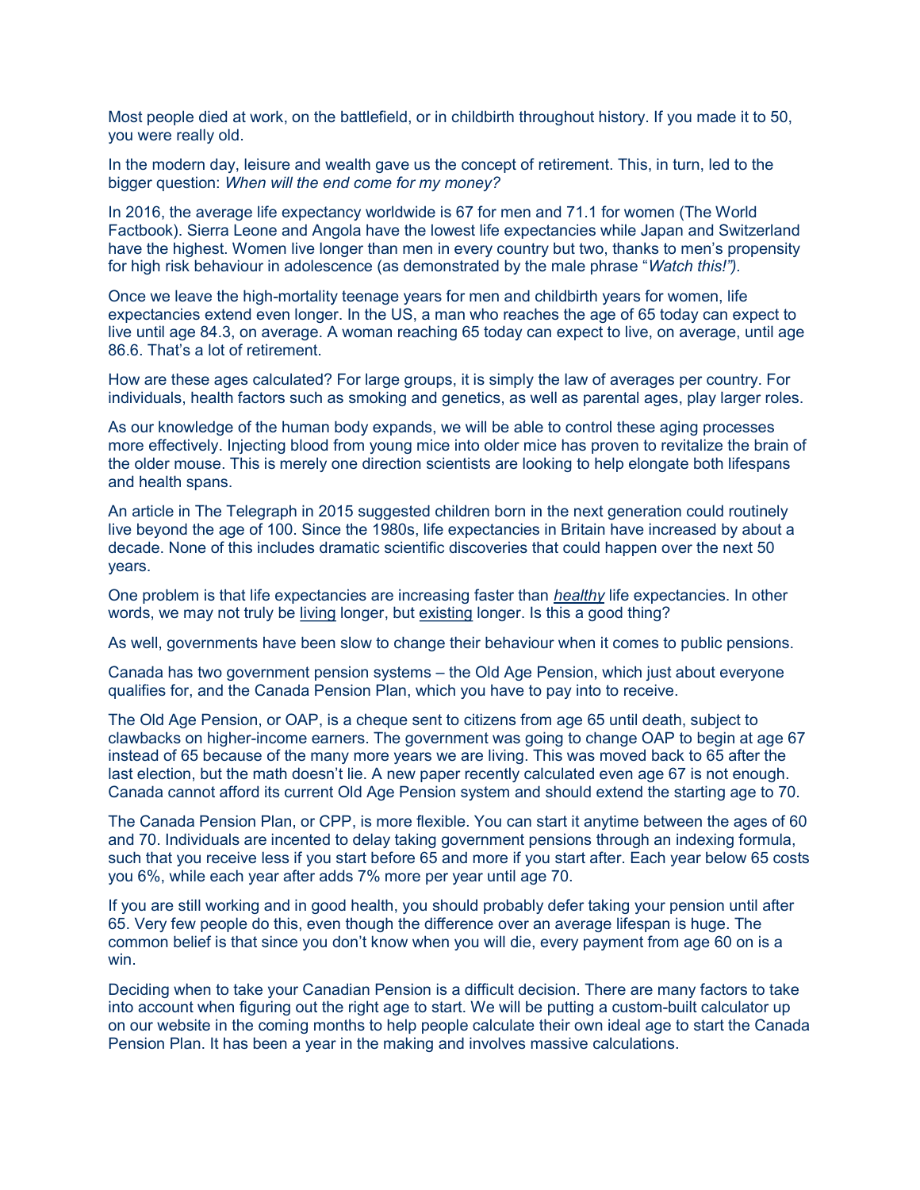Most people died at work, on the battlefield, or in childbirth throughout history. If you made it to 50, you were really old.

In the modern day, leisure and wealth gave us the concept of retirement. This, in turn, led to the bigger question: *When will the end come for my money?*

In 2016, the average life expectancy worldwide is 67 for men and 71.1 for women (The World Factbook). Sierra Leone and Angola have the lowest life expectancies while Japan and Switzerland have the highest. Women live longer than men in every country but two, thanks to men's propensity for high risk behaviour in adolescence (as demonstrated by the male phrase "*Watch this!")*.

Once we leave the high-mortality teenage years for men and childbirth years for women, life expectancies extend even longer. In the US, a man who reaches the age of 65 today can expect to live until age 84.3, on average. A woman reaching 65 today can expect to live, on average, until age 86.6. That's a lot of retirement.

How are these ages calculated? For large groups, it is simply the law of averages per country. For individuals, health factors such as smoking and genetics, as well as parental ages, play larger roles.

As our knowledge of the human body expands, we will be able to control these aging processes more effectively. Injecting blood from young mice into older mice has proven to revitalize the brain of the older mouse. This is merely one direction scientists are looking to help elongate both lifespans and health spans.

An article in The Telegraph in 2015 suggested children born in the next generation could routinely live beyond the age of 100. Since the 1980s, life expectancies in Britain have increased by about a decade. None of this includes dramatic scientific discoveries that could happen over the next 50 years.

One problem is that life expectancies are increasing faster than *healthy* life expectancies. In other words, we may not truly be living longer, but existing longer. Is this a good thing?

As well, governments have been slow to change their behaviour when it comes to public pensions.

Canada has two government pension systems – the Old Age Pension, which just about everyone qualifies for, and the Canada Pension Plan, which you have to pay into to receive.

The Old Age Pension, or OAP, is a cheque sent to citizens from age 65 until death, subject to clawbacks on higher-income earners. The government was going to change OAP to begin at age 67 instead of 65 because of the many more years we are living. This was moved back to 65 after the last election, but the math doesn't lie. A new paper recently calculated even age 67 is not enough. Canada cannot afford its current Old Age Pension system and should extend the starting age to 70.

The Canada Pension Plan, or CPP, is more flexible. You can start it anytime between the ages of 60 and 70. Individuals are incented to delay taking government pensions through an indexing formula, such that you receive less if you start before 65 and more if you start after. Each year below 65 costs you 6%, while each year after adds 7% more per year until age 70.

If you are still working and in good health, you should probably defer taking your pension until after 65. Very few people do this, even though the difference over an average lifespan is huge. The common belief is that since you don't know when you will die, every payment from age 60 on is a win.

Deciding when to take your Canadian Pension is a difficult decision. There are many factors to take into account when figuring out the right age to start. We will be putting a custom-built calculator up on our website in the coming months to help people calculate their own ideal age to start the Canada Pension Plan. It has been a year in the making and involves massive calculations.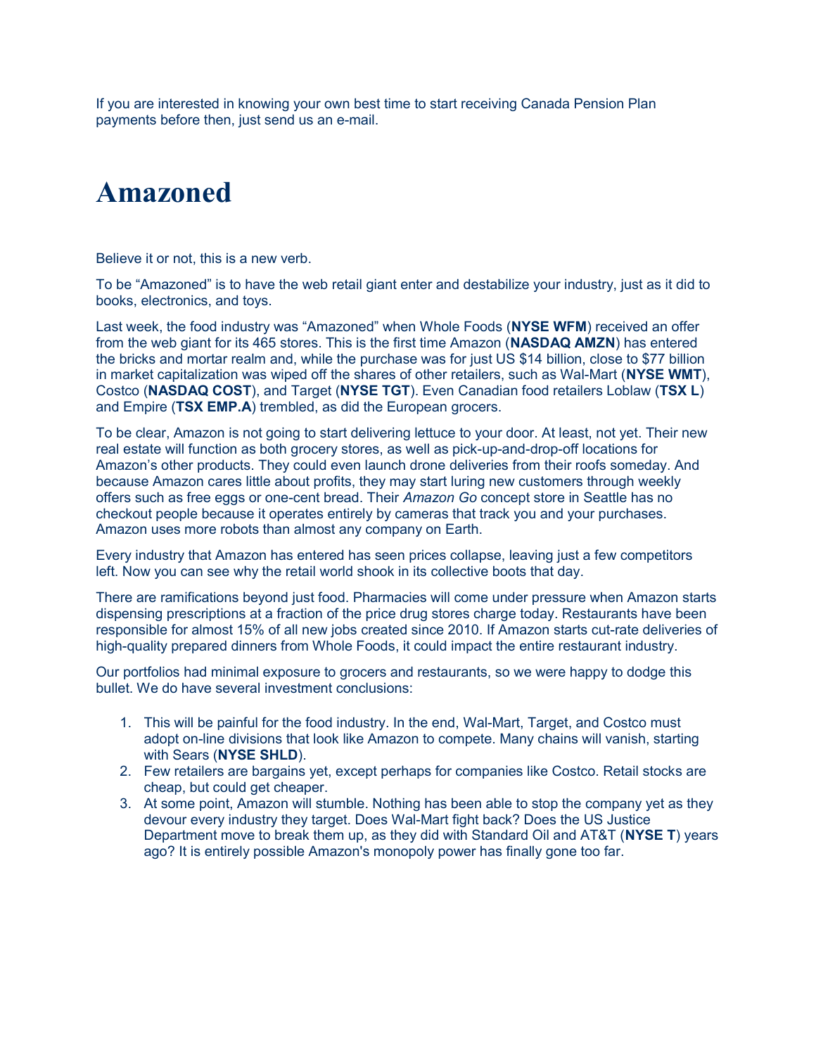If you are interested in knowing your own best time to start receiving Canada Pension Plan payments before then, just send us an e-mail.

# Amazoned

Believe it or not, this is a new verb.

To be "Amazoned" is to have the web retail giant enter and destabilize your industry, just as it did to books, electronics, and toys.

Last week, the food industry was "Amazoned" when Whole Foods (**NYSE WFM**) received an offer from the web giant for its 465 stores. This is the first time Amazon (**NASDAQ AMZN**) has entered the bricks and mortar realm and, while the purchase was for just US $14 billion, close to $77 billion in market capitalization was wiped off the shares of other retailers, such as Wal-Mart (**NYSE WMT**), Costco (**NASDAQ COST**), and Target (**NYSE TGT**). Even Canadian food retailers Loblaw (**TSX L**) and Empire (**TSX EMP.A**) trembled, as did the European grocers.

To be clear, Amazon is not going to start delivering lettuce to your door. At least, not yet. Their new real estate will function as both grocery stores, as well as pick-up-and-drop-off locations for Amazon's other products. They could even launch drone deliveries from their roofs someday. And because Amazon cares little about profits, they may start luring new customers through weekly offers such as free eggs or one-cent bread. Their *Amazon Go* concept store in Seattle has no checkout people because it operates entirely by cameras that track you and your purchases. Amazon uses more robots than almost any company on Earth.

Every industry that Amazon has entered has seen prices collapse, leaving just a few competitors left. Now you can see why the retail world shook in its collective boots that day.

There are ramifications beyond just food. Pharmacies will come under pressure when Amazon starts dispensing prescriptions at a fraction of the price drug stores charge today. Restaurants have been responsible for almost 15% of all new jobs created since 2010. If Amazon starts cut-rate deliveries of high-quality prepared dinners from Whole Foods, it could impact the entire restaurant industry.

Our portfolios had minimal exposure to grocers and restaurants, so we were happy to dodge this bullet. We do have several investment conclusions:

1. This will be painful for the food industry. In the end, Wal-Mart, Target, and Costco must adopt on-line divisions that look like Amazon to compete. Many chains will vanish, starting with Sears (**NYSE SHLD**).
2. Few retailers are bargains yet, except perhaps for companies like Costco. Retail stocks are cheap, but could get cheaper.
3. At some point, Amazon will stumble. Nothing has been able to stop the company yet as they devour every industry they target. Does Wal-Mart fight back? Does the US Justice Department move to break them up, as they did with Standard Oil and AT&T (**NYSE T**) years ago? It is entirely possible Amazon's monopoly power has finally gone too far.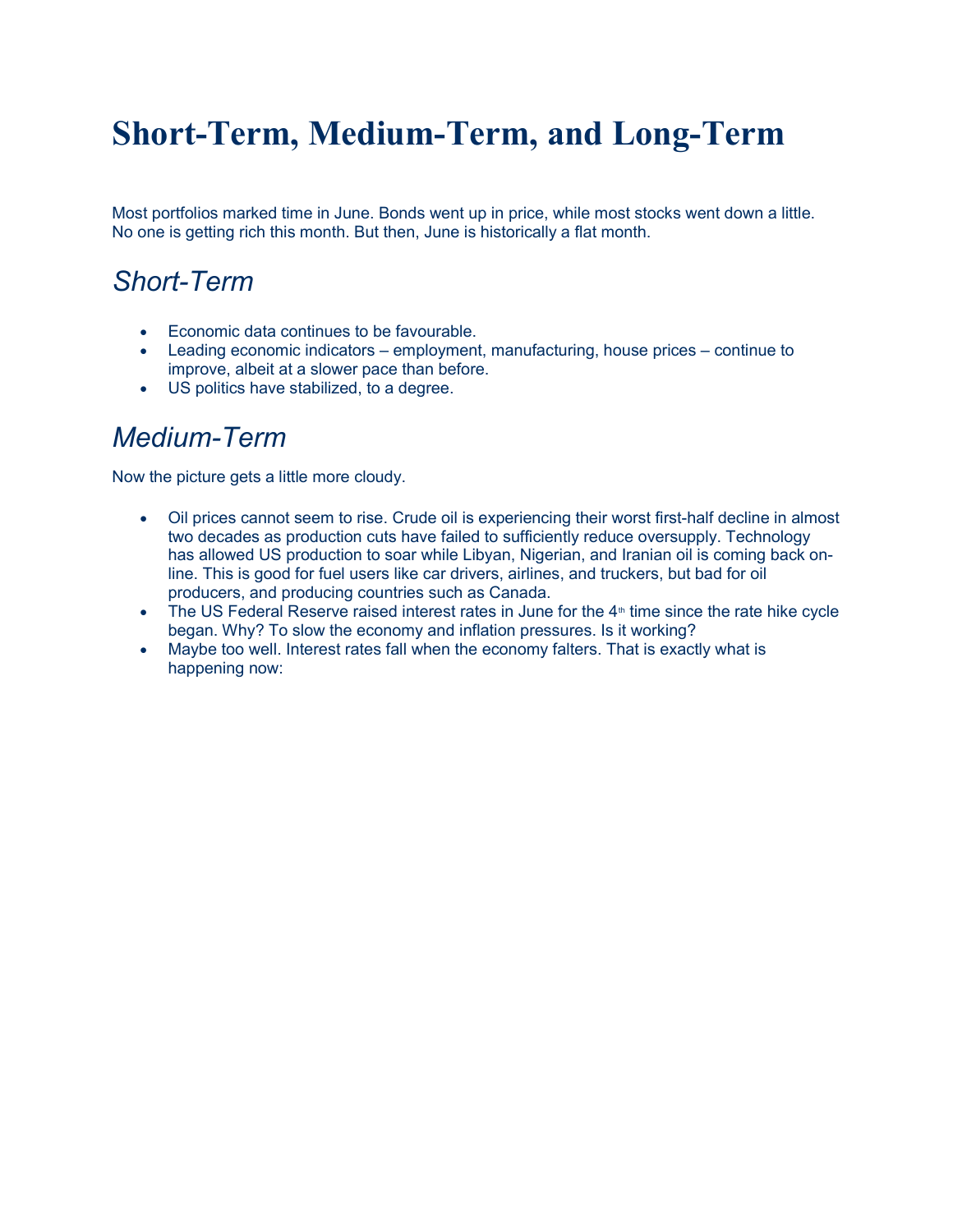# Short-Term, Medium-Term, and Long-Term

Most portfolios marked time in June. Bonds went up in price, while most stocks went down a little. No one is getting rich this month. But then, June is historically a flat month.

## *Short-Term*

- Economic data continues to be favourable.
- Leading economic indicators – employment, manufacturing, house prices – continue to improve, albeit at a slower pace than before.
- US politics have stabilized, to a degree.

## *Medium-Term*

Now the picture gets a little more cloudy.

- Oil prices cannot seem to rise. Crude oil is experiencing their worst first-half decline in almost two decades as production cuts have failed to sufficiently reduce oversupply. Technology has allowed US production to soar while Libyan, Nigerian, and Iranian oil is coming back on-line. This is good for fuel users like car drivers, airlines, and truckers, but bad for oil producers, and producing countries such as Canada.
- The US Federal Reserve raised interest rates in June for the 4th time since the rate hike cycle began. Why? To slow the economy and inflation pressures. Is it working?
- Maybe too well. Interest rates fall when the economy falters. That is exactly what is happening now: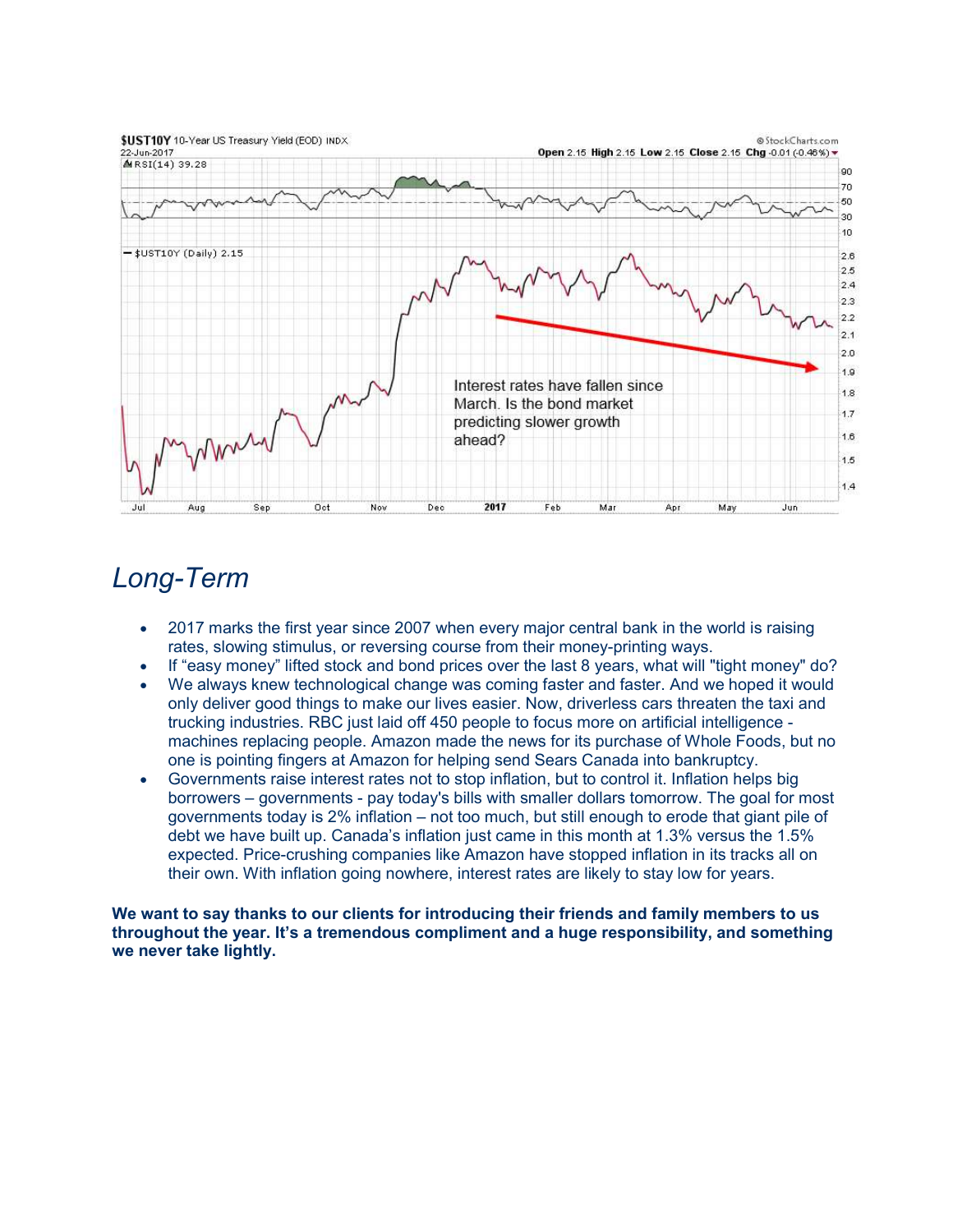## Long-Term

- 2017 marks the first year since 2007 when every major central bank in the world is raising rates, slowing stimulus, or reversing course from their money-printing ways.
- If "easy money" lifted stock and bond prices over the last 8 years, what will "tight money" do?
- We always knew technological change was coming faster and faster. And we hoped it would only deliver good things to make our lives easier. Now, driverless cars threaten the taxi and trucking industries. RBC just laid off 450 people to focus more on artificial intelligence - machines replacing people. Amazon made the news for its purchase of Whole Foods, but no one is pointing fingers at Amazon for helping send Sears Canada into bankruptcy.
- Governments raise interest rates not to stop inflation, but to control it. Inflation helps big borrowers – governments - pay today's bills with smaller dollars tomorrow. The goal for most governments today is 2% inflation – not too much, but still enough to erode that giant pile of debt we have built up. Canada's inflation just came in this month at 1.3% versus the 1.5% expected. Price-crushing companies like Amazon have stopped inflation in its tracks all on their own. With inflation going nowhere, interest rates are likely to stay low for years.

**We want to say thanks to our clients for introducing their friends and family members to us throughout the year. It's a tremendous compliment and a huge responsibility, and something we never take lightly.**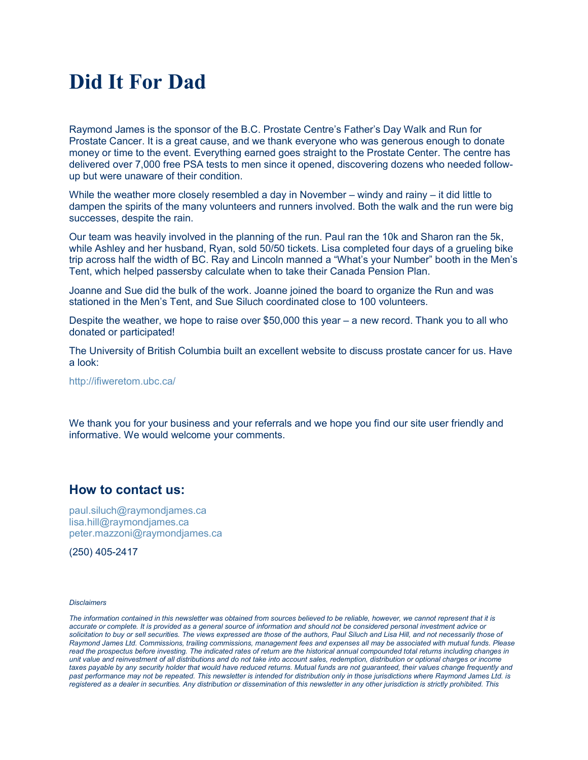# Did It For Dad

Raymond James is the sponsor of the B.C. Prostate Centre's Father's Day Walk and Run for Prostate Cancer. It is a great cause, and we thank everyone who was generous enough to donate money or time to the event. Everything earned goes straight to the Prostate Center. The centre has delivered over 7,000 free PSA tests to men since it opened, discovering dozens who needed follow-up but were unaware of their condition.

While the weather more closely resembled a day in November – windy and rainy – it did little to dampen the spirits of the many volunteers and runners involved. Both the walk and the run were big successes, despite the rain.

Our team was heavily involved in the planning of the run. Paul ran the 10k and Sharon ran the 5k, while Ashley and her husband, Ryan, sold 50/50 tickets. Lisa completed four days of a grueling bike trip across half the width of BC. Ray and Lincoln manned a "What's your Number" booth in the Men's Tent, which helped passersby calculate when to take their Canada Pension Plan.

Joanne and Sue did the bulk of the work. Joanne joined the board to organize the Run and was stationed in the Men's Tent, and Sue Siluch coordinated close to 100 volunteers.

Despite the weather, we hope to raise over $50,000 this year – a new record. Thank you to all who donated or participated!

The University of British Columbia built an excellent website to discuss prostate cancer for us. Have a look:

http://ifiweretom.ubc.ca/

We thank you for your business and your referrals and we hope you find our site user friendly and informative. We would welcome your comments.

## How to contact us:

paul.siluch@raymondjames.ca
lisa.hill@raymondjames.ca
peter.mazzoni@raymondjames.ca

(250) 405-2417

*Disclaimers*

*The information contained in this newsletter was obtained from sources believed to be reliable, however, we cannot represent that it is accurate or complete. It is provided as a general source of information and should not be considered personal investment advice or solicitation to buy or sell securities. The views expressed are those of the authors, Paul Siluch and Lisa Hill, and not necessarily those of Raymond James Ltd. Commissions, trailing commissions, management fees and expenses all may be associated with mutual funds. Please read the prospectus before investing. The indicated rates of return are the historical annual compounded total returns including changes in unit value and reinvestment of all distributions and do not take into account sales, redemption, distribution or optional charges or income taxes payable by any security holder that would have reduced returns. Mutual funds are not guaranteed, their values change frequently and past performance may not be repeated. This newsletter is intended for distribution only in those jurisdictions where Raymond James Ltd. is registered as a dealer in securities. Any distribution or dissemination of this newsletter in any other jurisdiction is strictly prohibited. This*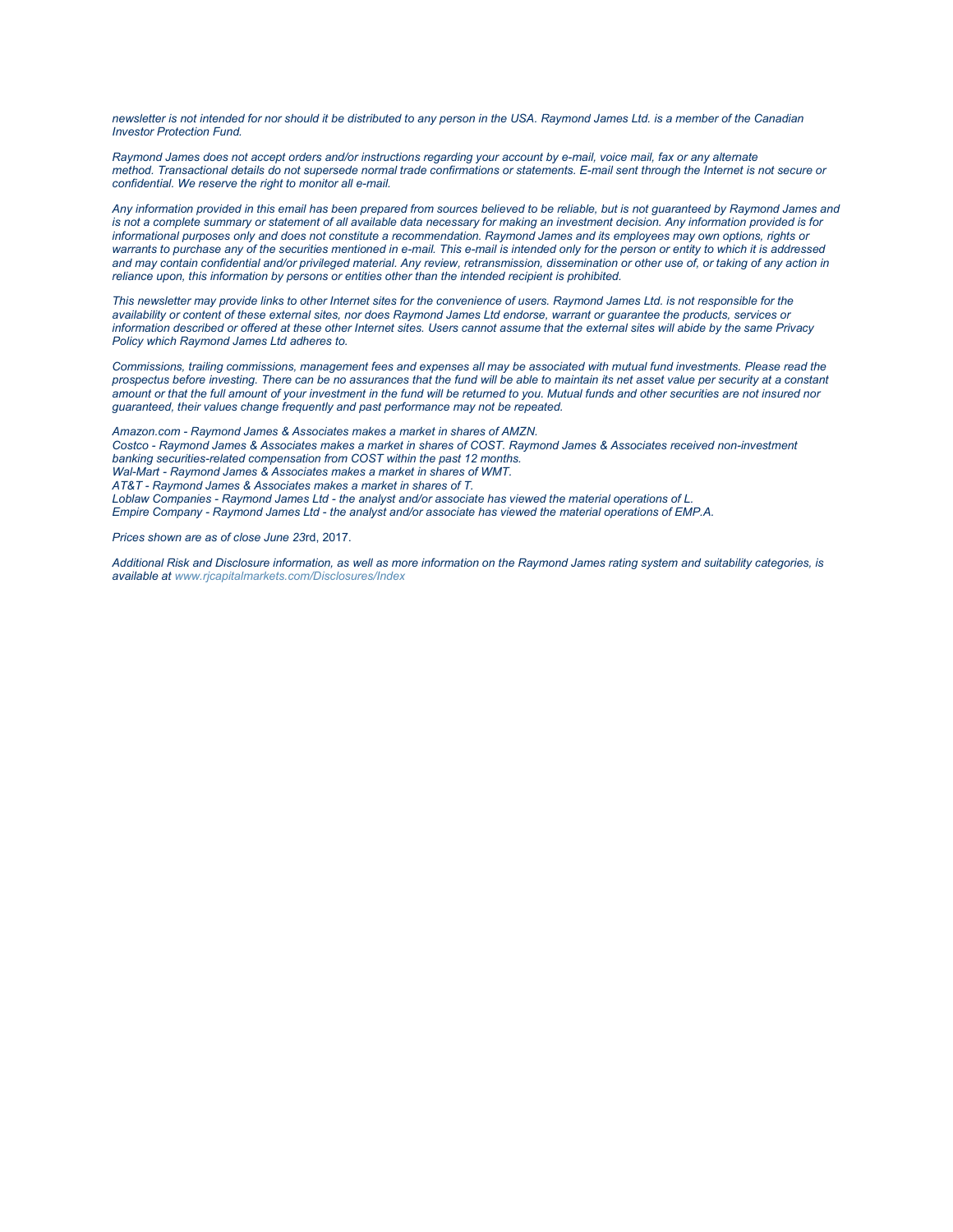*newsletter is not intended for nor should it be distributed to any person in the USA. Raymond James Ltd. is a member of the Canadian Investor Protection Fund.*

*Raymond James does not accept orders and/or instructions regarding your account by e-mail, voice mail, fax or any alternate method. Transactional details do not supersede normal trade confirmations or statements. E-mail sent through the Internet is not secure or confidential. We reserve the right to monitor all e-mail.*

*Any information provided in this email has been prepared from sources believed to be reliable, but is not guaranteed by Raymond James and is not a complete summary or statement of all available data necessary for making an investment decision. Any information provided is for informational purposes only and does not constitute a recommendation. Raymond James and its employees may own options, rights or warrants to purchase any of the securities mentioned in e-mail. This e-mail is intended only for the person or entity to which it is addressed and may contain confidential and/or privileged material. Any review, retransmission, dissemination or other use of, or taking of any action in reliance upon, this information by persons or entities other than the intended recipient is prohibited.*

*This newsletter may provide links to other Internet sites for the convenience of users. Raymond James Ltd. is not responsible for the availability or content of these external sites, nor does Raymond James Ltd endorse, warrant or guarantee the products, services or information described or offered at these other Internet sites. Users cannot assume that the external sites will abide by the same Privacy Policy which Raymond James Ltd adheres to.*

*Commissions, trailing commissions, management fees and expenses all may be associated with mutual fund investments. Please read the prospectus before investing. There can be no assurances that the fund will be able to maintain its net asset value per security at a constant amount or that the full amount of your investment in the fund will be returned to you. Mutual funds and other securities are not insured nor guaranteed, their values change frequently and past performance may not be repeated.*

*Amazon.com - Raymond James & Associates makes a market in shares of AMZN.*
*Costco - Raymond James & Associates makes a market in shares of COST. Raymond James & Associates received non-investment banking securities-related compensation from COST within the past 12 months.*
*Wal-Mart - Raymond James & Associates makes a market in shares of WMT.*
*AT&T - Raymond James & Associates makes a market in shares of T.*
*Loblaw Companies - Raymond James Ltd - the analyst and/or associate has viewed the material operations of L.*
*Empire Company - Raymond James Ltd - the analyst and/or associate has viewed the material operations of EMP.A.*

*Prices shown are as of close June 23*rd, 2017.

*Additional Risk and Disclosure information, as well as more information on the Raymond James rating system and suitability categories, is available at www.rjcapitalmarkets.com/Disclosures/Index*